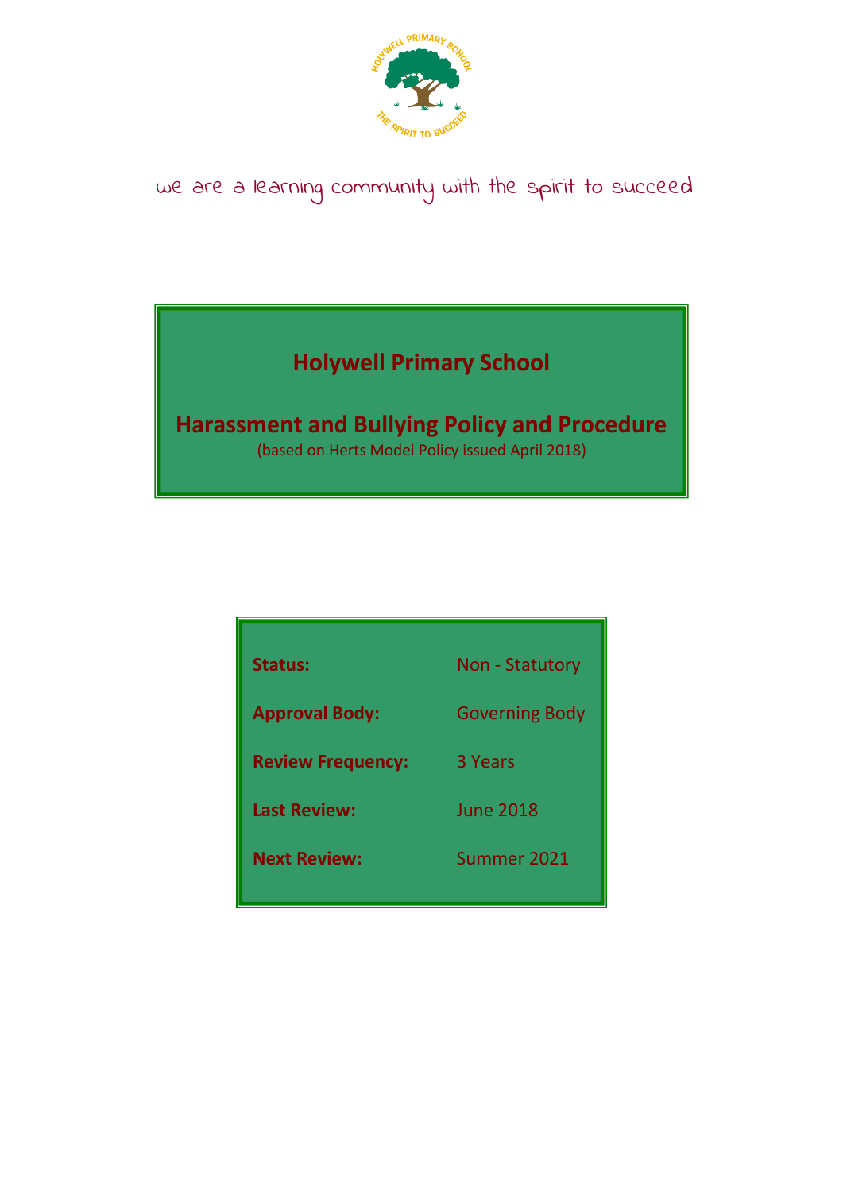we are a learning community with the spirit to succeed

# Holywell Primary School

## Harassment and Bullying Policy and Procedure

(based on Herts Model Policy issued April 2018)

| | |
|---|---|
| **Status:** | Non - Statutory |
| **Approval Body:** | Governing Body |
| **Review Frequency:** | 3 Years |
| **Last Review:** | June 2018 |
| **Next Review:** | Summer 2021 |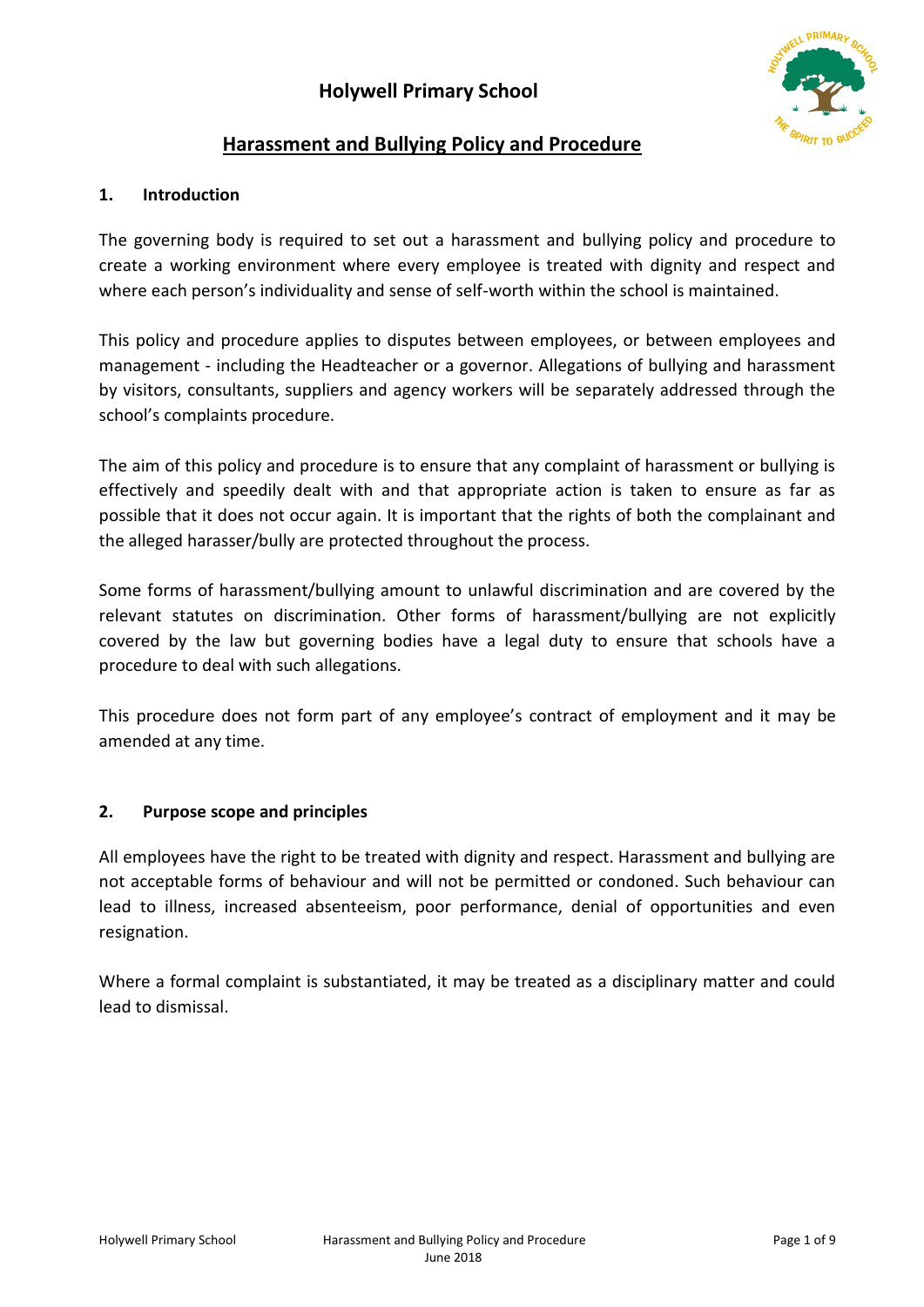# Holywell Primary School

## Harassment and Bullying Policy and Procedure

### 1. Introduction

The governing body is required to set out a harassment and bullying policy and procedure to create a working environment where every employee is treated with dignity and respect and where each person's individuality and sense of self-worth within the school is maintained.

This policy and procedure applies to disputes between employees, or between employees and management - including the Headteacher or a governor. Allegations of bullying and harassment by visitors, consultants, suppliers and agency workers will be separately addressed through the school's complaints procedure.

The aim of this policy and procedure is to ensure that any complaint of harassment or bullying is effectively and speedily dealt with and that appropriate action is taken to ensure as far as possible that it does not occur again. It is important that the rights of both the complainant and the alleged harasser/bully are protected throughout the process.

Some forms of harassment/bullying amount to unlawful discrimination and are covered by the relevant statutes on discrimination. Other forms of harassment/bullying are not explicitly covered by the law but governing bodies have a legal duty to ensure that schools have a procedure to deal with such allegations.

This procedure does not form part of any employee's contract of employment and it may be amended at any time.

### 2. Purpose scope and principles

All employees have the right to be treated with dignity and respect. Harassment and bullying are not acceptable forms of behaviour and will not be permitted or condoned. Such behaviour can lead to illness, increased absenteeism, poor performance, denial of opportunities and even resignation.

Where a formal complaint is substantiated, it may be treated as a disciplinary matter and could lead to dismissal.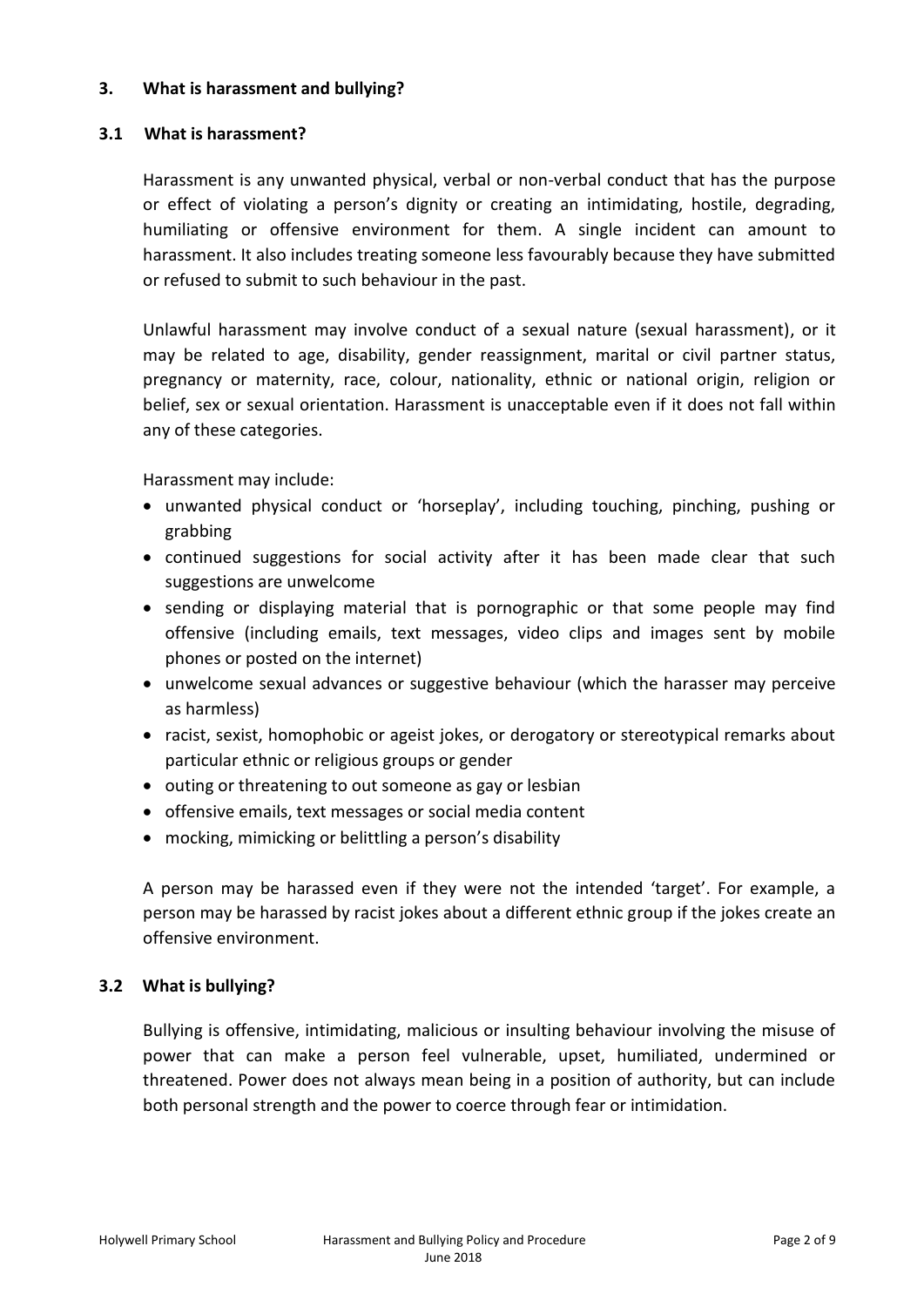## 3. What is harassment and bullying?

### 3.1 What is harassment?

Harassment is any unwanted physical, verbal or non-verbal conduct that has the purpose or effect of violating a person's dignity or creating an intimidating, hostile, degrading, humiliating or offensive environment for them. A single incident can amount to harassment. It also includes treating someone less favourably because they have submitted or refused to submit to such behaviour in the past.

Unlawful harassment may involve conduct of a sexual nature (sexual harassment), or it may be related to age, disability, gender reassignment, marital or civil partner status, pregnancy or maternity, race, colour, nationality, ethnic or national origin, religion or belief, sex or sexual orientation. Harassment is unacceptable even if it does not fall within any of these categories.

Harassment may include:

- unwanted physical conduct or 'horseplay', including touching, pinching, pushing or grabbing
- continued suggestions for social activity after it has been made clear that such suggestions are unwelcome
- sending or displaying material that is pornographic or that some people may find offensive (including emails, text messages, video clips and images sent by mobile phones or posted on the internet)
- unwelcome sexual advances or suggestive behaviour (which the harasser may perceive as harmless)
- racist, sexist, homophobic or ageist jokes, or derogatory or stereotypical remarks about particular ethnic or religious groups or gender
- outing or threatening to out someone as gay or lesbian
- offensive emails, text messages or social media content
- mocking, mimicking or belittling a person's disability

A person may be harassed even if they were not the intended 'target'. For example, a person may be harassed by racist jokes about a different ethnic group if the jokes create an offensive environment.

### 3.2 What is bullying?

Bullying is offensive, intimidating, malicious or insulting behaviour involving the misuse of power that can make a person feel vulnerable, upset, humiliated, undermined or threatened. Power does not always mean being in a position of authority, but can include both personal strength and the power to coerce through fear or intimidation.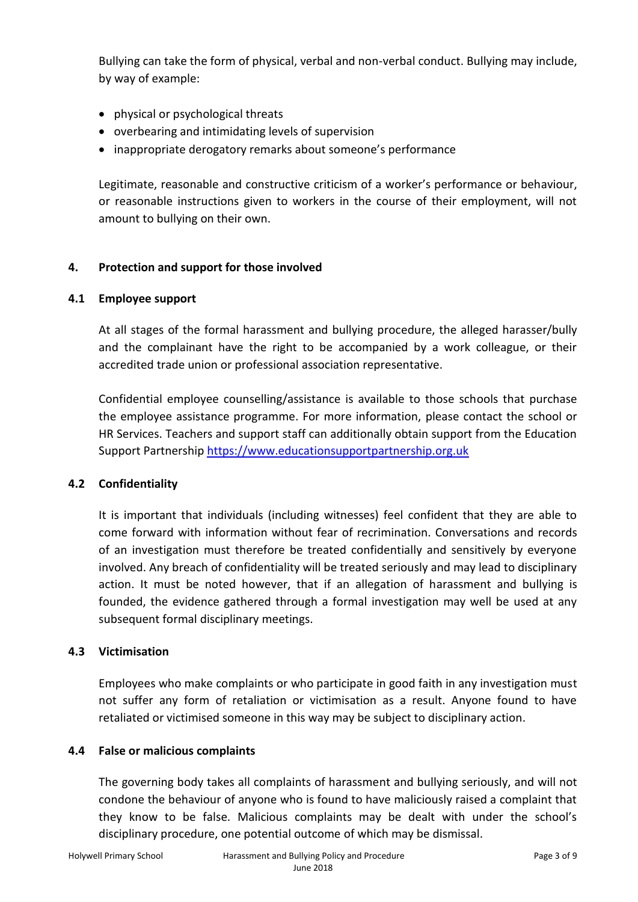Bullying can take the form of physical, verbal and non-verbal conduct. Bullying may include, by way of example:

- physical or psychological threats
- overbearing and intimidating levels of supervision
- inappropriate derogatory remarks about someone's performance

Legitimate, reasonable and constructive criticism of a worker's performance or behaviour, or reasonable instructions given to workers in the course of their employment, will not amount to bullying on their own.

## 4. Protection and support for those involved

### 4.1 Employee support

At all stages of the formal harassment and bullying procedure, the alleged harasser/bully and the complainant have the right to be accompanied by a work colleague, or their accredited trade union or professional association representative.

Confidential employee counselling/assistance is available to those schools that purchase the employee assistance programme. For more information, please contact the school or HR Services. Teachers and support staff can additionally obtain support from the Education Support Partnership https://www.educationsupportpartnership.org.uk

### 4.2 Confidentiality

It is important that individuals (including witnesses) feel confident that they are able to come forward with information without fear of recrimination. Conversations and records of an investigation must therefore be treated confidentially and sensitively by everyone involved. Any breach of confidentiality will be treated seriously and may lead to disciplinary action. It must be noted however, that if an allegation of harassment and bullying is founded, the evidence gathered through a formal investigation may well be used at any subsequent formal disciplinary meetings.

### 4.3 Victimisation

Employees who make complaints or who participate in good faith in any investigation must not suffer any form of retaliation or victimisation as a result. Anyone found to have retaliated or victimised someone in this way may be subject to disciplinary action.

### 4.4 False or malicious complaints

The governing body takes all complaints of harassment and bullying seriously, and will not condone the behaviour of anyone who is found to have maliciously raised a complaint that they know to be false. Malicious complaints may be dealt with under the school's disciplinary procedure, one potential outcome of which may be dismissal.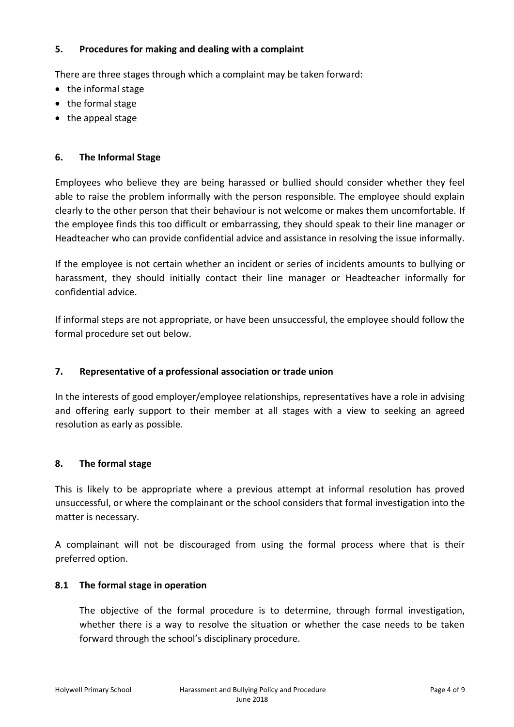## 5. Procedures for making and dealing with a complaint

There are three stages through which a complaint may be taken forward:

- the informal stage
- the formal stage
- the appeal stage

## 6. The Informal Stage

Employees who believe they are being harassed or bullied should consider whether they feel able to raise the problem informally with the person responsible. The employee should explain clearly to the other person that their behaviour is not welcome or makes them uncomfortable. If the employee finds this too difficult or embarrassing, they should speak to their line manager or Headteacher who can provide confidential advice and assistance in resolving the issue informally.

If the employee is not certain whether an incident or series of incidents amounts to bullying or harassment, they should initially contact their line manager or Headteacher informally for confidential advice.

If informal steps are not appropriate, or have been unsuccessful, the employee should follow the formal procedure set out below.

## 7. Representative of a professional association or trade union

In the interests of good employer/employee relationships, representatives have a role in advising and offering early support to their member at all stages with a view to seeking an agreed resolution as early as possible.

## 8. The formal stage

This is likely to be appropriate where a previous attempt at informal resolution has proved unsuccessful, or where the complainant or the school considers that formal investigation into the matter is necessary.

A complainant will not be discouraged from using the formal process where that is their preferred option.

### 8.1 The formal stage in operation

The objective of the formal procedure is to determine, through formal investigation, whether there is a way to resolve the situation or whether the case needs to be taken forward through the school's disciplinary procedure.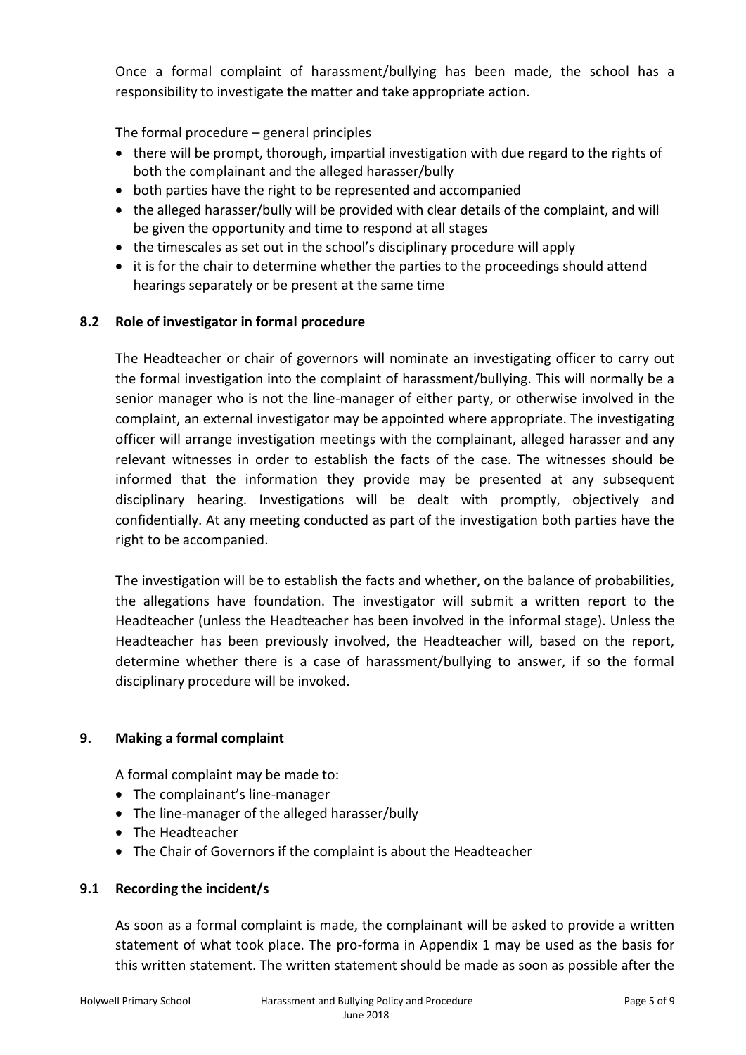Once a formal complaint of harassment/bullying has been made, the school has a responsibility to investigate the matter and take appropriate action.

The formal procedure – general principles

- there will be prompt, thorough, impartial investigation with due regard to the rights of both the complainant and the alleged harasser/bully
- both parties have the right to be represented and accompanied
- the alleged harasser/bully will be provided with clear details of the complaint, and will be given the opportunity and time to respond at all stages
- the timescales as set out in the school's disciplinary procedure will apply
- it is for the chair to determine whether the parties to the proceedings should attend hearings separately or be present at the same time

### 8.2 Role of investigator in formal procedure

The Headteacher or chair of governors will nominate an investigating officer to carry out the formal investigation into the complaint of harassment/bullying. This will normally be a senior manager who is not the line-manager of either party, or otherwise involved in the complaint, an external investigator may be appointed where appropriate. The investigating officer will arrange investigation meetings with the complainant, alleged harasser and any relevant witnesses in order to establish the facts of the case. The witnesses should be informed that the information they provide may be presented at any subsequent disciplinary hearing. Investigations will be dealt with promptly, objectively and confidentially. At any meeting conducted as part of the investigation both parties have the right to be accompanied.

The investigation will be to establish the facts and whether, on the balance of probabilities, the allegations have foundation. The investigator will submit a written report to the Headteacher (unless the Headteacher has been involved in the informal stage). Unless the Headteacher has been previously involved, the Headteacher will, based on the report, determine whether there is a case of harassment/bullying to answer, if so the formal disciplinary procedure will be invoked.

## 9. Making a formal complaint

A formal complaint may be made to:

- The complainant's line-manager
- The line-manager of the alleged harasser/bully
- The Headteacher
- The Chair of Governors if the complaint is about the Headteacher

### 9.1 Recording the incident/s

As soon as a formal complaint is made, the complainant will be asked to provide a written statement of what took place. The pro-forma in Appendix 1 may be used as the basis for this written statement. The written statement should be made as soon as possible after the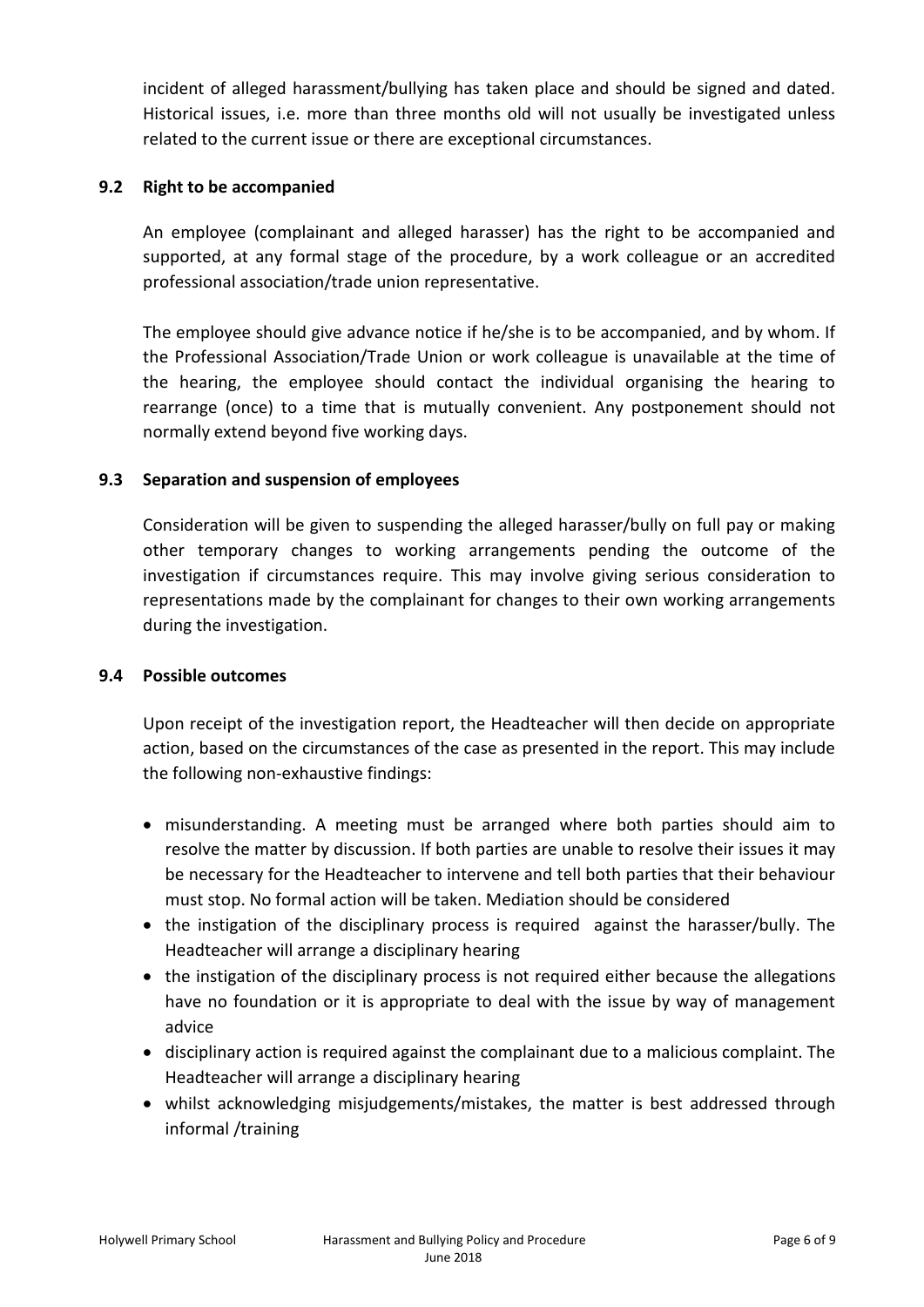incident of alleged harassment/bullying has taken place and should be signed and dated. Historical issues, i.e. more than three months old will not usually be investigated unless related to the current issue or there are exceptional circumstances.

### 9.2 Right to be accompanied

An employee (complainant and alleged harasser) has the right to be accompanied and supported, at any formal stage of the procedure, by a work colleague or an accredited professional association/trade union representative.

The employee should give advance notice if he/she is to be accompanied, and by whom. If the Professional Association/Trade Union or work colleague is unavailable at the time of the hearing, the employee should contact the individual organising the hearing to rearrange (once) to a time that is mutually convenient. Any postponement should not normally extend beyond five working days.

### 9.3 Separation and suspension of employees

Consideration will be given to suspending the alleged harasser/bully on full pay or making other temporary changes to working arrangements pending the outcome of the investigation if circumstances require. This may involve giving serious consideration to representations made by the complainant for changes to their own working arrangements during the investigation.

### 9.4 Possible outcomes

Upon receipt of the investigation report, the Headteacher will then decide on appropriate action, based on the circumstances of the case as presented in the report. This may include the following non-exhaustive findings:

- misunderstanding. A meeting must be arranged where both parties should aim to resolve the matter by discussion. If both parties are unable to resolve their issues it may be necessary for the Headteacher to intervene and tell both parties that their behaviour must stop. No formal action will be taken. Mediation should be considered
- the instigation of the disciplinary process is required against the harasser/bully. The Headteacher will arrange a disciplinary hearing
- the instigation of the disciplinary process is not required either because the allegations have no foundation or it is appropriate to deal with the issue by way of management advice
- disciplinary action is required against the complainant due to a malicious complaint. The Headteacher will arrange a disciplinary hearing
- whilst acknowledging misjudgements/mistakes, the matter is best addressed through informal /training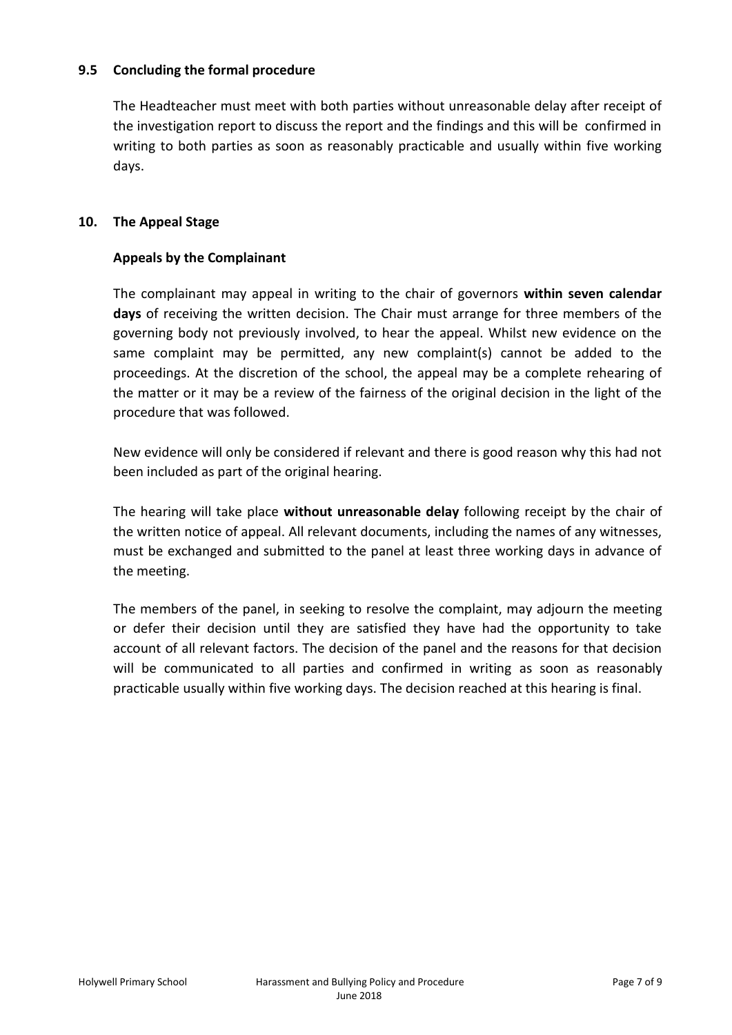### 9.5 Concluding the formal procedure

The Headteacher must meet with both parties without unreasonable delay after receipt of the investigation report to discuss the report and the findings and this will be confirmed in writing to both parties as soon as reasonably practicable and usually within five working days.

## 10. The Appeal Stage

**Appeals by the Complainant**

The complainant may appeal in writing to the chair of governors **within seven calendar days** of receiving the written decision. The Chair must arrange for three members of the governing body not previously involved, to hear the appeal. Whilst new evidence on the same complaint may be permitted, any new complaint(s) cannot be added to the proceedings. At the discretion of the school, the appeal may be a complete rehearing of the matter or it may be a review of the fairness of the original decision in the light of the procedure that was followed.

New evidence will only be considered if relevant and there is good reason why this had not been included as part of the original hearing.

The hearing will take place **without unreasonable delay** following receipt by the chair of the written notice of appeal. All relevant documents, including the names of any witnesses, must be exchanged and submitted to the panel at least three working days in advance of the meeting.

The members of the panel, in seeking to resolve the complaint, may adjourn the meeting or defer their decision until they are satisfied they have had the opportunity to take account of all relevant factors. The decision of the panel and the reasons for that decision will be communicated to all parties and confirmed in writing as soon as reasonably practicable usually within five working days. The decision reached at this hearing is final.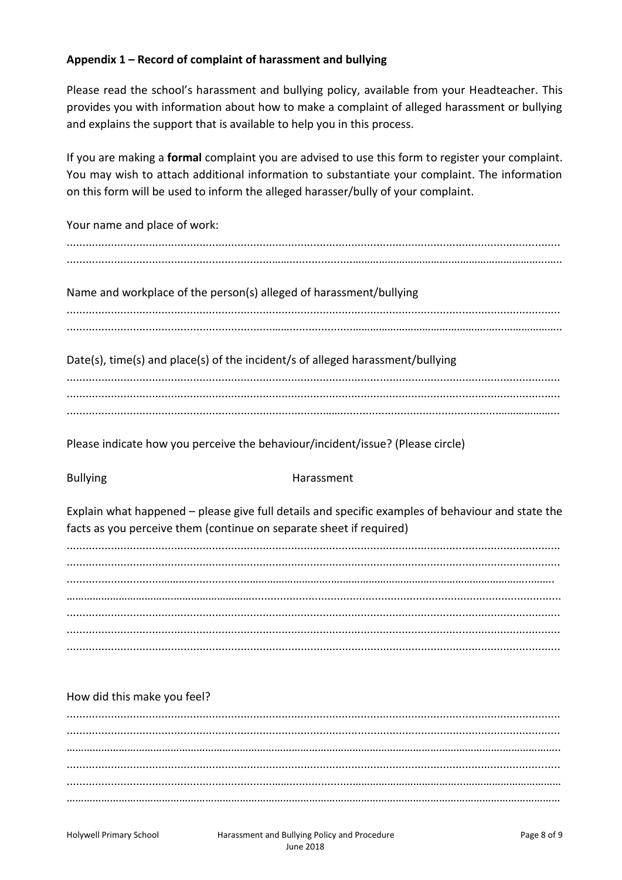### Appendix 1 – Record of complaint of harassment and bullying

Please read the school's harassment and bullying policy, available from your Headteacher. This provides you with information about how to make a complaint of alleged harassment or bullying and explains the support that is available to help you in this process.

If you are making a **formal** complaint you are advised to use this form to register your complaint. You may wish to attach additional information to substantiate your complaint. The information on this form will be used to inform the alleged harasser/bully of your complaint.

Your name and place of work:

..........................................................................................................................................................
..........................................................................................................................................................

Name and workplace of the person(s) alleged of harassment/bullying

..........................................................................................................................................................
..........................................................................................................................................................

Date(s), time(s) and place(s) of the incident/s of alleged harassment/bullying

..........................................................................................................................................................
..........................................................................................................................................................
..........................................................................................................................................................

Please indicate how you perceive the behaviour/incident/issue? (Please circle)

Bullying Harassment

Explain what happened – please give full details and specific examples of behaviour and state the facts as you perceive them (continue on separate sheet if required)

..........................................................................................................................................................
..........................................................................................................................................................
..........................................................................................................................................................
..........................................................................................................................................................
..........................................................................................................................................................
..........................................................................................................................................................
..........................................................................................................................................................

How did this make you feel?

..........................................................................................................................................................
..........................................................................................................................................................
..........................................................................................................................................................
..........................................................................................................................................................
..........................................................................................................................................................
..........................................................................................................................................................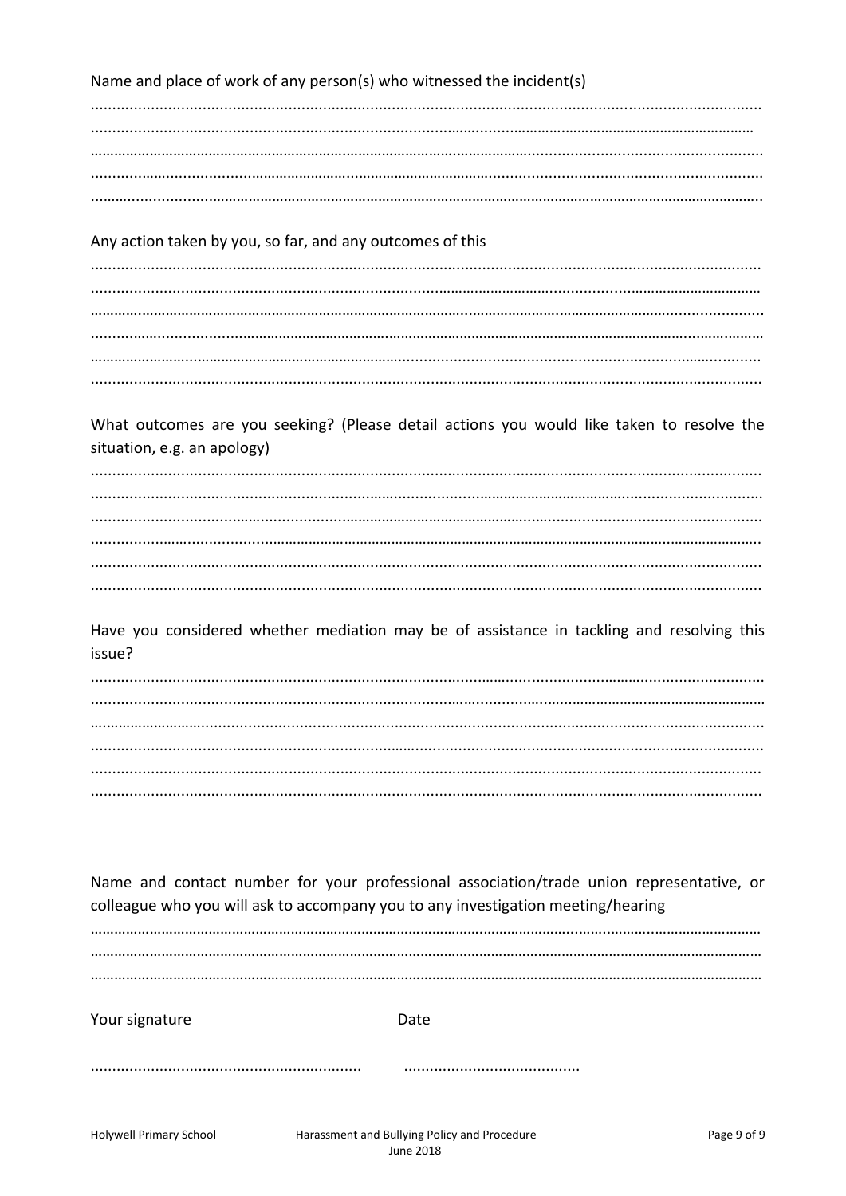Name and place of work of any person(s) who witnessed the incident(s)

..........................................................................................................................................
..........................................................................................................................................
..........................................................................................................................................
..........................................................................................................................................
..........................................................................................................................................

Any action taken by you, so far, and any outcomes of this

..........................................................................................................................................
..........................................................................................................................................
..........................................................................................................................................
..........................................................................................................................................
..........................................................................................................................................
..........................................................................................................................................

What outcomes are you seeking? (Please detail actions you would like taken to resolve the situation, e.g. an apology)

..........................................................................................................................................
..........................................................................................................................................
..........................................................................................................................................
..........................................................................................................................................
..........................................................................................................................................
..........................................................................................................................................

Have you considered whether mediation may be of assistance in tackling and resolving this issue?

..........................................................................................................................................
..........................................................................................................................................
..........................................................................................................................................
..........................................................................................................................................
..........................................................................................................................................
..........................................................................................................................................

Name and contact number for your professional association/trade union representative, or colleague who you will ask to accompany you to any investigation meeting/hearing

..........................................................................................................................................
..........................................................................................................................................
..........................................................................................................................................

Your signature Date

............................................................... .........................................